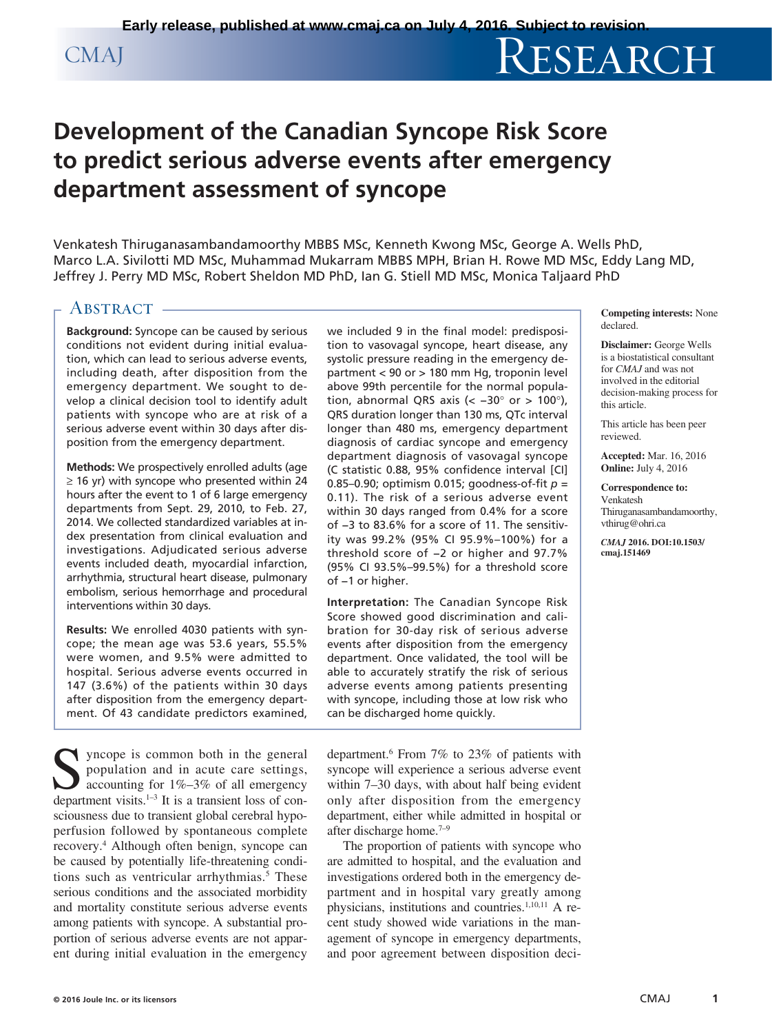# Development of the Canadian Syncope Risk Score to predict serious adverse events after emergency department assessment of syncope

Venkatesh Thiruganasambandamoorthy MBBS MSc, Kenneth Kwong MSc, George A. Wells PhD, Marco L.A. Sivilotti MD MSc, Muhammad Mukarram MBBS MPH, Brian H. Rowe MD MSc, Eddy Lang MD, Jeffrey J. Perry MD MSc, Robert Sheldon MD PhD, Ian G. Stiell MD MSc, Monica Taljaard PhD

## Abstract

**Background:** Syncope can be caused by serious conditions not evident during initial evaluation, which can lead to serious adverse events, including death, after disposition from the emergency department. We sought to develop a clinical decision tool to identify adult patients with syncope who are at risk of a serious adverse event within 30 days after disposition from the emergency department.

**Methods:** We prospectively enrolled adults (age ≥ 16 yr) with syncope who presented within 24 hours after the event to 1 of 6 large emergency departments from Sept. 29, 2010, to Feb. 27, 2014. We collected standardized variables at index presentation from clinical evaluation and investigations. Adjudicated serious adverse events included death, myocardial infarction, arrhythmia, structural heart disease, pulmonary embolism, serious hemorrhage and procedural interventions within 30 days.

**Results:** We enrolled 4030 patients with syncope; the mean age was 53.6 years, 55.5% were women, and 9.5% were admitted to hospital. Serious adverse events occurred in 147 (3.6%) of the patients within 30 days after disposition from the emergency department. Of 43 candidate predictors examined, we included 9 in the final model: predisposition to vasovagal syncope, heart disease, any systolic pressure reading in the emergency department < 90 or > 180 mm Hg, troponin level above 99th percentile for the normal population, abnormal QRS axis (< –30° or > 100°), QRS duration longer than 130 ms, QTc interval longer than 480 ms, emergency department diagnosis of cardiac syncope and emergency department diagnosis of vasovagal syncope (C statistic 0.88, 95% confidence interval [CI] 0.85–0.90; optimism 0.015; goodness-of-fit $p$ = 0.11). The risk of a serious adverse event within 30 days ranged from 0.4% for a score of –3 to 83.6% for a score of 11. The sensitivity was 99.2% (95% CI 95.9%–100%) for a threshold score of –2 or higher and 97.7% (95% CI 93.5%–99.5%) for a threshold score of –1 or higher.

**Interpretation:** The Canadian Syncope Risk Score showed good discrimination and calibration for 30-day risk of serious adverse events after disposition from the emergency department. Once validated, the tool will be able to accurately stratify the risk of serious adverse events among patients presenting with syncope, including those at low risk who can be discharged home quickly.

**Competing interests:** None declared.

**Disclaimer:** George Wells is a biostatistical consultant for *CMAJ* and was not involved in the editorial decision-making process for this article.

This article has been peer reviewed.

**Accepted:** Mar. 16, 2016
**Online:** July 4, 2016

**Correspondence to:** Venkatesh Thiruganasambandamoorthy, vthirug@ohri.ca

*CMAJ* 2016. DOI:10.1503/cmaj.151469

Syncope is common both in the general population and in acute care settings, accounting for 1%–3% of all emergency department visits.[1–3] It is a transient loss of consciousness due to transient global cerebral hypoperfusion followed by spontaneous complete recovery.[4] Although often benign, syncope can be caused by potentially life-threatening conditions such as ventricular arrhythmias.[5] These serious conditions and the associated morbidity and mortality constitute serious adverse events among patients with syncope. A substantial proportion of serious adverse events are not apparent during initial evaluation in the emergency department.[6] From 7% to 23% of patients with syncope will experience a serious adverse event within 7–30 days, with about half being evident only after disposition from the emergency department, either while admitted in hospital or after discharge home.[7–9]

The proportion of patients with syncope who are admitted to hospital, and the evaluation and investigations ordered both in the emergency department and in hospital vary greatly among physicians, institutions and countries.[1,10,11] A recent study showed wide variations in the management of syncope in emergency departments, and poor agreement between disposition deci-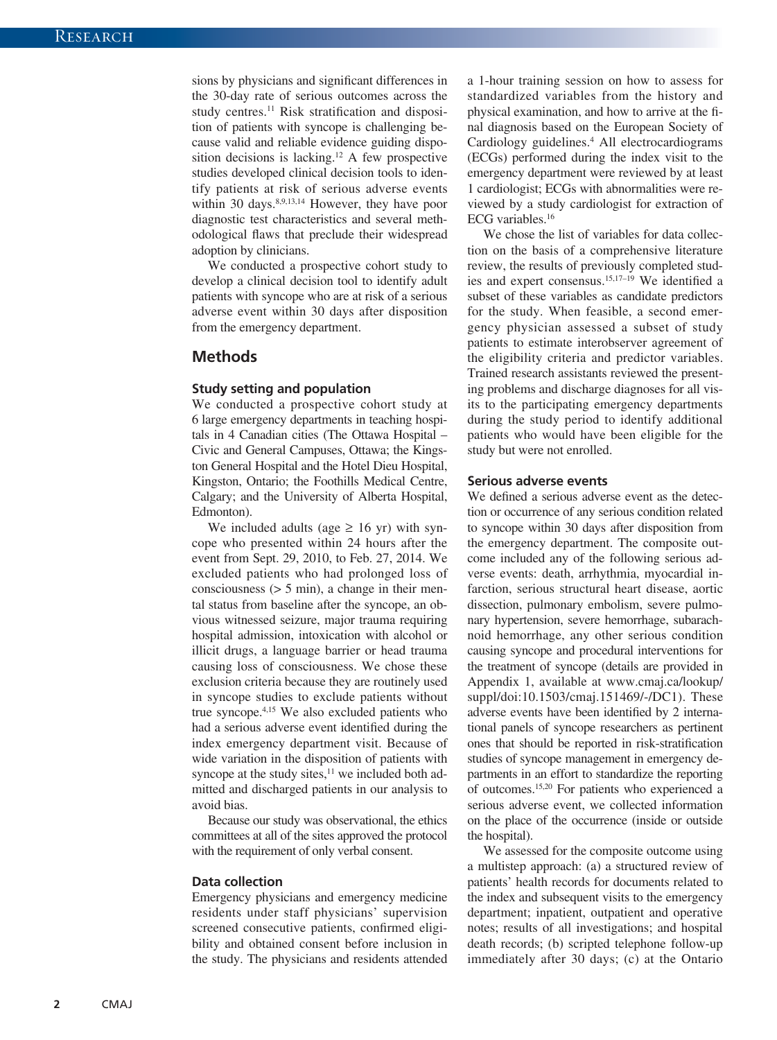sions by physicians and significant differences in the 30-day rate of serious outcomes across the study centres.[11] Risk stratification and disposition of patients with syncope is challenging because valid and reliable evidence guiding disposition decisions is lacking.[12] A few prospective studies developed clinical decision tools to identify patients at risk of serious adverse events within 30 days.[8,9,13,14] However, they have poor diagnostic test characteristics and several methodological flaws that preclude their widespread adoption by clinicians.

We conducted a prospective cohort study to develop a clinical decision tool to identify adult patients with syncope who are at risk of a serious adverse event within 30 days after disposition from the emergency department.

## Methods

### Study setting and population

We conducted a prospective cohort study at 6 large emergency departments in teaching hospitals in 4 Canadian cities (The Ottawa Hospital – Civic and General Campuses, Ottawa; the Kingston General Hospital and the Hotel Dieu Hospital, Kingston, Ontario; the Foothills Medical Centre, Calgary; and the University of Alberta Hospital, Edmonton).

We included adults (age ≥ 16 yr) with syncope who presented within 24 hours after the event from Sept. 29, 2010, to Feb. 27, 2014. We excluded patients who had prolonged loss of consciousness (> 5 min), a change in their mental status from baseline after the syncope, an obvious witnessed seizure, major trauma requiring hospital admission, intoxication with alcohol or illicit drugs, a language barrier or head trauma causing loss of consciousness. We chose these exclusion criteria because they are routinely used in syncope studies to exclude patients without true syncope.[4,15] We also excluded patients who had a serious adverse event identified during the index emergency department visit. Because of wide variation in the disposition of patients with syncope at the study sites,[11] we included both admitted and discharged patients in our analysis to avoid bias.

Because our study was observational, the ethics committees at all of the sites approved the protocol with the requirement of only verbal consent.

### Data collection

Emergency physicians and emergency medicine residents under staff physicians' supervision screened consecutive patients, confirmed eligibility and obtained consent before inclusion in the study. The physicians and residents attended a 1-hour training session on how to assess for standardized variables from the history and physical examination, and how to arrive at the final diagnosis based on the European Society of Cardiology guidelines.[4] All electrocardiograms (ECGs) performed during the index visit to the emergency department were reviewed by at least 1 cardiologist; ECGs with abnormalities were reviewed by a study cardiologist for extraction of ECG variables.[16]

We chose the list of variables for data collection on the basis of a comprehensive literature review, the results of previously completed studies and expert consensus.[15,17–19] We identified a subset of these variables as candidate predictors for the study. When feasible, a second emergency physician assessed a subset of study patients to estimate interobserver agreement of the eligibility criteria and predictor variables. Trained research assistants reviewed the presenting problems and discharge diagnoses for all visits to the participating emergency departments during the study period to identify additional patients who would have been eligible for the study but were not enrolled.

### Serious adverse events

We defined a serious adverse event as the detection or occurrence of any serious condition related to syncope within 30 days after disposition from the emergency department. The composite outcome included any of the following serious adverse events: death, arrhythmia, myocardial infarction, serious structural heart disease, aortic dissection, pulmonary embolism, severe pulmonary hypertension, severe hemorrhage, subarachnoid hemorrhage, any other serious condition causing syncope and procedural interventions for the treatment of syncope (details are provided in Appendix 1, available at www.cmaj.ca/lookup/suppl/doi:10.1503/cmaj.151469/-/DC1). These adverse events have been identified by 2 international panels of syncope researchers as pertinent ones that should be reported in risk-stratification studies of syncope management in emergency departments in an effort to standardize the reporting of outcomes.[15,20] For patients who experienced a serious adverse event, we collected information on the place of the occurrence (inside or outside the hospital).

We assessed for the composite outcome using a multistep approach: (a) a structured review of patients' health records for documents related to the index and subsequent visits to the emergency department; inpatient, outpatient and operative notes; results of all investigations; and hospital death records; (b) scripted telephone follow-up immediately after 30 days; (c) at the Ontario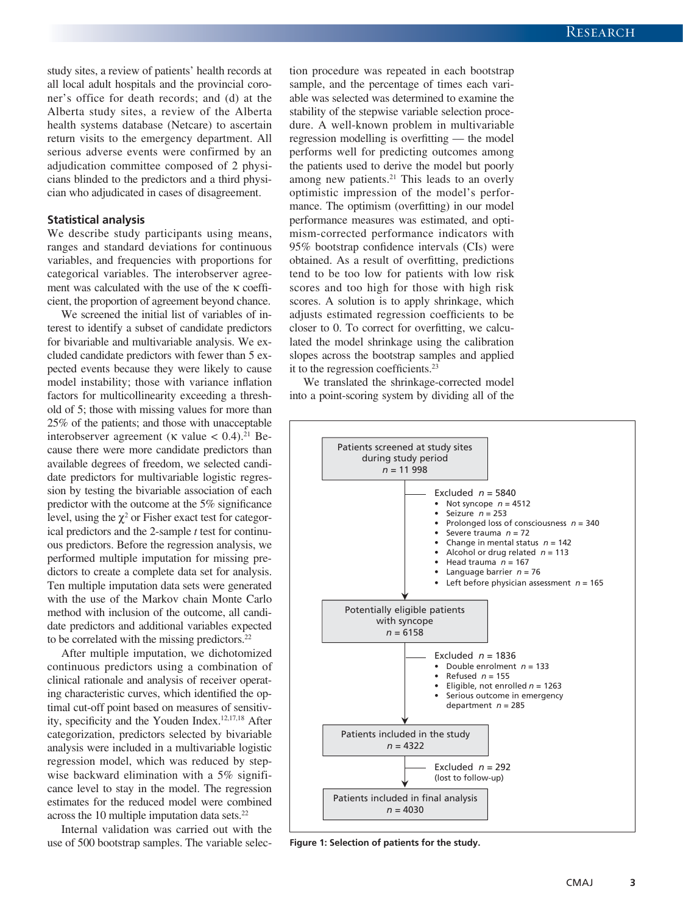study sites, a review of patients' health records at all local adult hospitals and the provincial coroner's office for death records; and (d) at the Alberta study sites, a review of the Alberta health systems database (Netcare) to ascertain return visits to the emergency department. All serious adverse events were confirmed by an adjudication committee composed of 2 physicians blinded to the predictors and a third physician who adjudicated in cases of disagreement.

### Statistical analysis

We describe study participants using means, ranges and standard deviations for continuous variables, and frequencies with proportions for categorical variables. The interobserver agreement was calculated with the use of the κ coefficient, the proportion of agreement beyond chance.

We screened the initial list of variables of interest to identify a subset of candidate predictors for bivariable and multivariable analysis. We excluded candidate predictors with fewer than 5 expected events because they were likely to cause model instability; those with variance inflation factors for multicollinearity exceeding a threshold of 5; those with missing values for more than 25% of the patients; and those with unacceptable interobserver agreement (κ value < 0.4).[21] Because there were more candidate predictors than available degrees of freedom, we selected candidate predictors for multivariable logistic regression by testing the bivariable association of each predictor with the outcome at the 5% significance level, using the $\chi^2$ or Fisher exact test for categorical predictors and the 2-sample *t* test for continuous predictors. Before the regression analysis, we performed multiple imputation for missing predictors to create a complete data set for analysis. Ten multiple imputation data sets were generated with the use of the Markov chain Monte Carlo method with inclusion of the outcome, all candidate predictors and additional variables expected to be correlated with the missing predictors.[22]

After multiple imputation, we dichotomized continuous predictors using a combination of clinical rationale and analysis of receiver operating characteristic curves, which identified the optimal cut-off point based on measures of sensitivity, specificity and the Youden Index.[12,17,18] After categorization, predictors selected by bivariable analysis were included in a multivariable logistic regression model, which was reduced by stepwise backward elimination with a 5% significance level to stay in the model. The regression estimates for the reduced model were combined across the 10 multiple imputation data sets.[22]

Internal validation was carried out with the use of 500 bootstrap samples. The variable selection procedure was repeated in each bootstrap sample, and the percentage of times each variable was selected was determined to examine the stability of the stepwise variable selection procedure. A well-known problem in multivariable regression modelling is overfitting — the model performs well for predicting outcomes among the patients used to derive the model but poorly among new patients.[21] This leads to an overly optimistic impression of the model's performance. The optimism (overfitting) in our model performance measures was estimated, and optimism-corrected performance indicators with 95% bootstrap confidence intervals (CIs) were obtained. As a result of overfitting, predictions tend to be too low for patients with low risk scores and too high for those with high risk scores. A solution is to apply shrinkage, which adjusts estimated regression coefficients to be closer to 0. To correct for overfitting, we calculated the model shrinkage using the calibration slopes across the bootstrap samples and applied it to the regression coefficients.[23]

We translated the shrinkage-corrected model into a point-scoring system by dividing all of the

Patients screened at study sites during study period
*n* = 11 998

Excluded *n* = 5840
- Not syncope *n* = 4512
- Seizure *n* = 253
- Prolonged loss of consciousness *n* = 340
- Severe trauma *n* = 72
- Change in mental status *n* = 142
- Alcohol or drug related *n* = 113
- Head trauma *n* = 167
- Language barrier *n* = 76
- Left before physician assessment *n* = 165

Potentially eligible patients with syncope
*n* = 6158

Excluded *n* = 1836
- Double enrolment *n* = 133
- Refused *n* = 155
- Eligible, not enrolled *n* = 1263
- Serious outcome in emergency department *n* = 285

Patients included in the study
*n* = 4322

Excluded *n* = 292
(lost to follow-up)

Patients included in final analysis
*n* = 4030

**Figure 1: Selection of patients for the study.**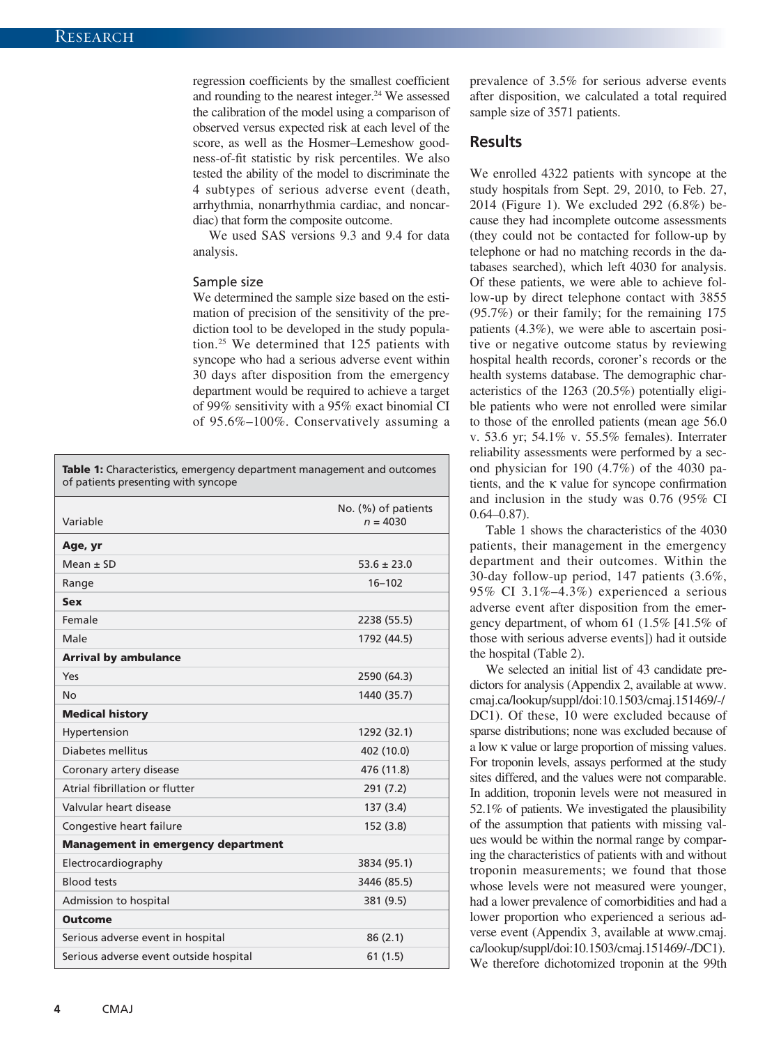regression coefficients by the smallest coefficient and rounding to the nearest integer.[24] We assessed the calibration of the model using a comparison of observed versus expected risk at each level of the score, as well as the Hosmer–Lemeshow goodness-of-fit statistic by risk percentiles. We also tested the ability of the model to discriminate the 4 subtypes of serious adverse event (death, arrhythmia, nonarrhythmia cardiac, and noncardiac) that form the composite outcome.

We used SAS versions 9.3 and 9.4 for data analysis.

### Sample size

We determined the sample size based on the estimation of precision of the sensitivity of the prediction tool to be developed in the study population.[25] We determined that 125 patients with syncope who had a serious adverse event within 30 days after disposition from the emergency department would be required to achieve a target of 99% sensitivity with a 95% exact binomial CI of 95.6%–100%. Conservatively assuming a prevalence of 3.5% for serious adverse events after disposition, we calculated a total required sample size of 3571 patients.

**Table 1:** Characteristics, emergency department management and outcomes of patients presenting with syncope

| Variable | No. (%) of patients *n* = 4030 |
|---|---|
| **Age, yr** | |
| Mean ± SD | 53.6 ± 23.0 |
| Range | 16–102 |
| **Sex** | |
| Female | 2238 (55.5) |
| Male | 1792 (44.5) |
| **Arrival by ambulance** | |
| Yes | 2590 (64.3) |
| No | 1440 (35.7) |
| **Medical history** | |
| Hypertension | 1292 (32.1) |
| Diabetes mellitus | 402 (10.0) |
| Coronary artery disease | 476 (11.8) |
| Atrial fibrillation or flutter | 291 (7.2) |
| Valvular heart disease | 137 (3.4) |
| Congestive heart failure | 152 (3.8) |
| **Management in emergency department** | |
| Electrocardiography | 3834 (95.1) |
| Blood tests | 3446 (85.5) |
| Admission to hospital | 381 (9.5) |
| **Outcome** | |
| Serious adverse event in hospital | 86 (2.1) |
| Serious adverse event outside hospital | 61 (1.5) |

## Results

We enrolled 4322 patients with syncope at the study hospitals from Sept. 29, 2010, to Feb. 27, 2014 (Figure 1). We excluded 292 (6.8%) because they had incomplete outcome assessments (they could not be contacted for follow-up by telephone or had no matching records in the databases searched), which left 4030 for analysis. Of these patients, we were able to achieve follow-up by direct telephone contact with 3855 (95.7%) or their family; for the remaining 175 patients (4.3%), we were able to ascertain positive or negative outcome status by reviewing hospital health records, coroner's records or the health systems database. The demographic characteristics of the 1263 (20.5%) potentially eligible patients who were not enrolled were similar to those of the enrolled patients (mean age 56.0 v. 53.6 yr; 54.1% v. 55.5% females). Interrater reliability assessments were performed by a second physician for 190 (4.7%) of the 4030 patients, and the κ value for syncope confirmation and inclusion in the study was 0.76 (95% CI 0.64–0.87).

Table 1 shows the characteristics of the 4030 patients, their management in the emergency department and their outcomes. Within the 30-day follow-up period, 147 patients (3.6%, 95% CI 3.1%–4.3%) experienced a serious adverse event after disposition from the emergency department, of whom 61 (1.5% [41.5% of those with serious adverse events]) had it outside the hospital (Table 2).

We selected an initial list of 43 candidate predictors for analysis (Appendix 2, available at www.cmaj.ca/lookup/suppl/doi:10.1503/cmaj.151469/-/DC1). Of these, 10 were excluded because of sparse distributions; none was excluded because of a low κ value or large proportion of missing values. For troponin levels, assays performed at the study sites differed, and the values were not comparable. In addition, troponin levels were not measured in 52.1% of patients. We investigated the plausibility of the assumption that patients with missing values would be within the normal range by comparing the characteristics of patients with and without troponin measurements; we found that those whose levels were not measured were younger, had a lower prevalence of comorbidities and had a lower proportion who experienced a serious adverse event (Appendix 3, available at www.cmaj.ca/lookup/suppl/doi:10.1503/cmaj.151469/-/DC1). We therefore dichotomized troponin at the 99th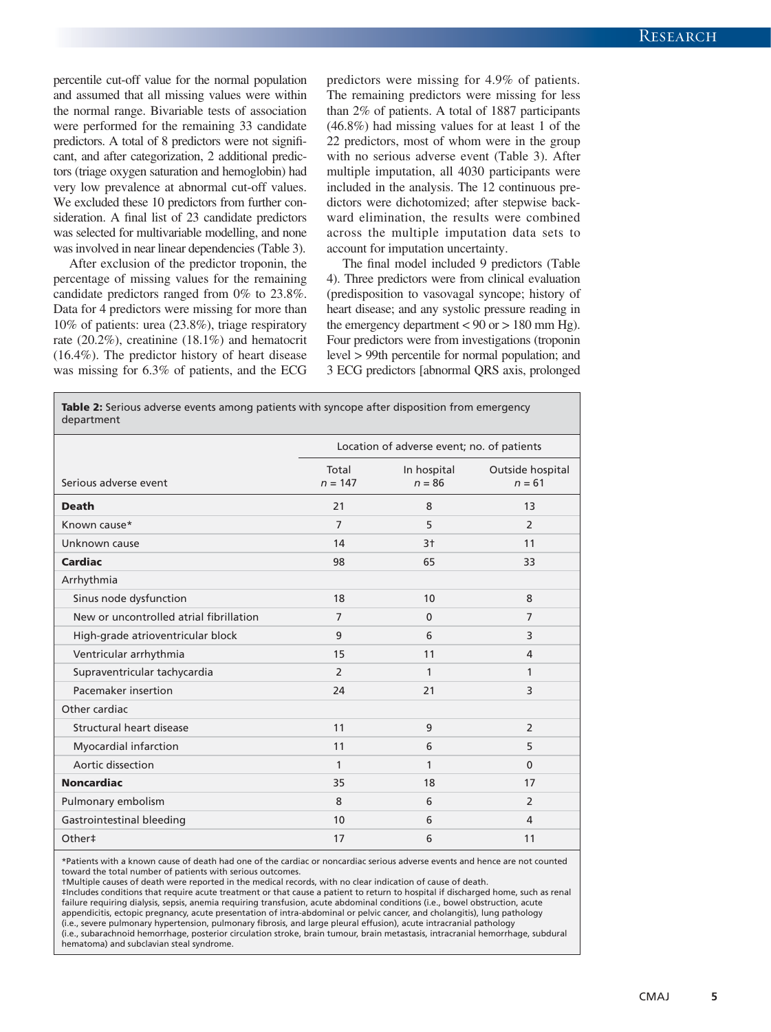percentile cut-off value for the normal population and assumed that all missing values were within the normal range. Bivariable tests of association were performed for the remaining 33 candidate predictors. A total of 8 predictors were not significant, and after categorization, 2 additional predictors (triage oxygen saturation and hemoglobin) had very low prevalence at abnormal cut-off values. We excluded these 10 predictors from further consideration. A final list of 23 candidate predictors was selected for multivariable modelling, and none was involved in near linear dependencies (Table 3).

After exclusion of the predictor troponin, the percentage of missing values for the remaining candidate predictors ranged from 0% to 23.8%. Data for 4 predictors were missing for more than 10% of patients: urea (23.8%), triage respiratory rate (20.2%), creatinine (18.1%) and hematocrit (16.4%). The predictor history of heart disease was missing for 6.3% of patients, and the ECG predictors were missing for 4.9% of patients. The remaining predictors were missing for less than 2% of patients. A total of 1887 participants (46.8%) had missing values for at least 1 of the 22 predictors, most of whom were in the group with no serious adverse event (Table 3). After multiple imputation, all 4030 participants were included in the analysis. The 12 continuous predictors were dichotomized; after stepwise backward elimination, the results were combined across the multiple imputation data sets to account for imputation uncertainty.

The final model included 9 predictors (Table 4). Three predictors were from clinical evaluation (predisposition to vasovagal syncope; history of heart disease; and any systolic pressure reading in the emergency department < 90 or > 180 mm Hg). Four predictors were from investigations (troponin level > 99th percentile for normal population; and 3 ECG predictors [abnormal QRS axis, prolonged

**Table 2:** Serious adverse events among patients with syncope after disposition from emergency department

| Serious adverse event | Location of adverse event; no. of patients | | |
|---|---|---|---|
| | Total *n* = 147 | In hospital *n* = 86 | Outside hospital *n* = 61 |
| **Death** | 21 | 8 | 13 |
| Known cause* | 7 | 5 | 2 |
| Unknown cause | 14 | 3† | 11 |
| **Cardiac** | 98 | 65 | 33 |
| Arrhythmia | | | |
| Sinus node dysfunction | 18 | 10 | 8 |
| New or uncontrolled atrial fibrillation | 7 | 0 | 7 |
| High-grade atrioventricular block | 9 | 6 | 3 |
| Ventricular arrhythmia | 15 | 11 | 4 |
| Supraventricular tachycardia | 2 | 1 | 1 |
| Pacemaker insertion | 24 | 21 | 3 |
| Other cardiac | | | |
| Structural heart disease | 11 | 9 | 2 |
| Myocardial infarction | 11 | 6 | 5 |
| Aortic dissection | 1 | 1 | 0 |
| **Noncardiac** | 35 | 18 | 17 |
| Pulmonary embolism | 8 | 6 | 2 |
| Gastrointestinal bleeding | 10 | 6 | 4 |
| Other‡ | 17 | 6 | 11 |

*Patients with a known cause of death had one of the cardiac or noncardiac serious adverse events and hence are not counted toward the total number of patients with serious outcomes.
†Multiple causes of death were reported in the medical records, with no clear indication of cause of death.
‡Includes conditions that require acute treatment or that cause a patient to return to hospital if discharged home, such as renal failure requiring dialysis, sepsis, anemia requiring transfusion, acute abdominal conditions (i.e., bowel obstruction, acute appendicitis, ectopic pregnancy, acute presentation of intra-abdominal or pelvic cancer, and cholangitis), lung pathology (i.e., severe pulmonary hypertension, pulmonary fibrosis, and large pleural effusion), acute intracranial pathology (i.e., subarachnoid hemorrhage, posterior circulation stroke, brain tumour, brain metastasis, intracranial hemorrhage, subdural hematoma) and subclavian steal syndrome.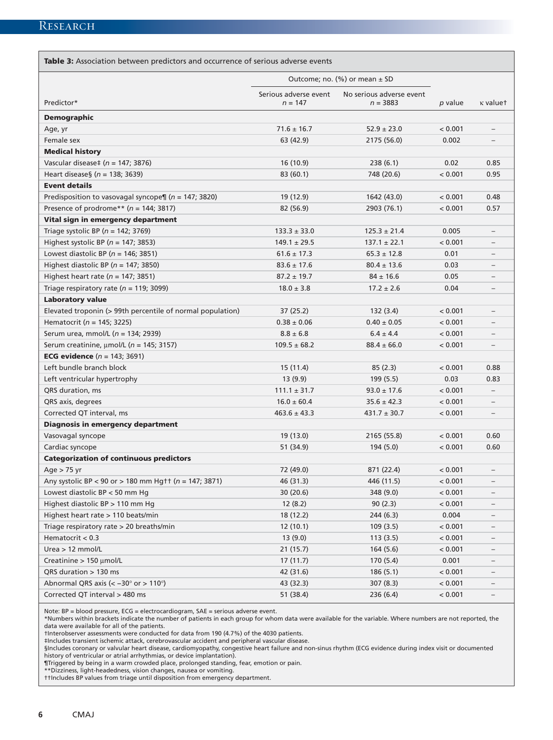**Table 3:** Association between predictors and occurrence of serious adverse events

| Predictor* | Outcome; no. (%) or mean ± SD | | | |
|---|---|---|---|---|
| | Serious adverse event $n = 147$ | No serious adverse event $n = 3883$ | *p* value | κ value† |
| **Demographic** | | | | |
| Age, yr | 71.6 ± 16.7 | 52.9 ± 23.0 | < 0.001 | – |
| Female sex | 63 (42.9) | 2175 (56.0) | 0.002 | – |
| **Medical history** | | | | |
| Vascular disease‡ ($n$ = 147; 3876) | 16 (10.9) | 238 (6.1) | 0.02 | 0.85 |
| Heart disease§ ($n$ = 138; 3639) | 83 (60.1) | 748 (20.6) | < 0.001 | 0.95 |
| **Event details** | | | | |
| Predisposition to vasovagal syncope¶ ($n$ = 147; 3820) | 19 (12.9) | 1642 (43.0) | < 0.001 | 0.48 |
| Presence of prodrome** ($n$ = 144; 3817) | 82 (56.9) | 2903 (76.1) | < 0.001 | 0.57 |
| **Vital sign in emergency department** | | | | |
| Triage systolic BP ($n$ = 142; 3769) | 133.3 ± 33.0 | 125.3 ± 21.4 | 0.005 | – |
| Highest systolic BP ($n$ = 147; 3853) | 149.1 ± 29.5 | 137.1 ± 22.1 | < 0.001 | – |
| Lowest diastolic BP ($n$ = 146; 3851) | 61.6 ± 17.3 | 65.3 ± 12.8 | 0.01 | – |
| Highest diastolic BP ($n$ = 147; 3850) | 83.6 ± 17.6 | 80.4 ± 13.6 | 0.03 | – |
| Highest heart rate ($n$ = 147; 3851) | 87.2 ± 19.7 | 84 ± 16.6 | 0.05 | – |
| Triage respiratory rate ($n$ = 119; 3099) | 18.0 ± 3.8 | 17.2 ± 2.6 | 0.04 | – |
| **Laboratory value** | | | | |
| Elevated troponin (> 99th percentile of normal population) | 37 (25.2) | 132 (3.4) | < 0.001 | – |
| Hematocrit ($n$ = 145; 3225) | 0.38 ± 0.06 | 0.40 ± 0.05 | < 0.001 | – |
| Serum urea, mmol/L ($n$ = 134; 2939) | 8.8 ± 6.8 | 6.4 ± 4.4 | < 0.001 | – |
| Serum creatinine, μmol/L ($n$ = 145; 3157) | 109.5 ± 68.2 | 88.4 ± 66.0 | < 0.001 | – |
| **ECG evidence** ($n$ = 143; 3691) | | | | |
| Left bundle branch block | 15 (11.4) | 85 (2.3) | < 0.001 | 0.88 |
| Left ventricular hypertrophy | 13 (9.9) | 199 (5.5) | 0.03 | 0.83 |
| QRS duration, ms | 111.1 ± 31.7 | 93.0 ± 17.6 | < 0.001 | – |
| QRS axis, degrees | 16.0 ± 60.4 | 35.6 ± 42.3 | < 0.001 | – |
| Corrected QT interval, ms | 463.6 ± 43.3 | 431.7 ± 30.7 | < 0.001 | – |
| **Diagnosis in emergency department** | | | | |
| Vasovagal syncope | 19 (13.0) | 2165 (55.8) | < 0.001 | 0.60 |
| Cardiac syncope | 51 (34.9) | 194 (5.0) | < 0.001 | 0.60 |
| **Categorization of continuous predictors** | | | | |
| Age > 75 yr | 72 (49.0) | 871 (22.4) | < 0.001 | – |
| Any systolic BP < 90 or > 180 mm Hg†† ($n$ = 147; 3871) | 46 (31.3) | 446 (11.5) | < 0.001 | – |
| Lowest diastolic BP < 50 mm Hg | 30 (20.6) | 348 (9.0) | < 0.001 | – |
| Highest diastolic BP > 110 mm Hg | 12 (8.2) | 90 (2.3) | < 0.001 | – |
| Highest heart rate > 110 beats/min | 18 (12.2) | 244 (6.3) | 0.004 | – |
| Triage respiratory rate > 20 breaths/min | 12 (10.1) | 109 (3.5) | < 0.001 | – |
| Hematocrit < 0.3 | 13 (9.0) | 113 (3.5) | < 0.001 | – |
| Urea > 12 mmol/L | 21 (15.7) | 164 (5.6) | < 0.001 | – |
| Creatinine > 150 μmol/L | 17 (11.7) | 170 (5.4) | 0.001 | – |
| QRS duration > 130 ms | 42 (31.6) | 186 (5.1) | < 0.001 | – |
| Abnormal QRS axis (< −30° or > 110°) | 43 (32.3) | 307 (8.3) | < 0.001 | – |
| Corrected QT interval > 480 ms | 51 (38.4) | 236 (6.4) | < 0.001 | – |

Note: BP = blood pressure, ECG = electrocardiogram, SAE = serious adverse event.
*Numbers within brackets indicate the number of patients in each group for whom data were available for the variable. Where numbers are not reported, the data were available for all of the patients.
†Interobserver assessments were conducted for data from 190 (4.7%) of the 4030 patients.
‡Includes transient ischemic attack, cerebrovascular accident and peripheral vascular disease.
§Includes coronary or valvular heart disease, cardiomyopathy, congestive heart failure and non-sinus rhythm (ECG evidence during index visit or documented history of ventricular or atrial arrhythmias, or device implantation).
¶Triggered by being in a warm crowded place, prolonged standing, fear, emotion or pain.
**Dizziness, light-headedness, vision changes, nausea or vomiting.
††Includes BP values from triage until disposition from emergency department.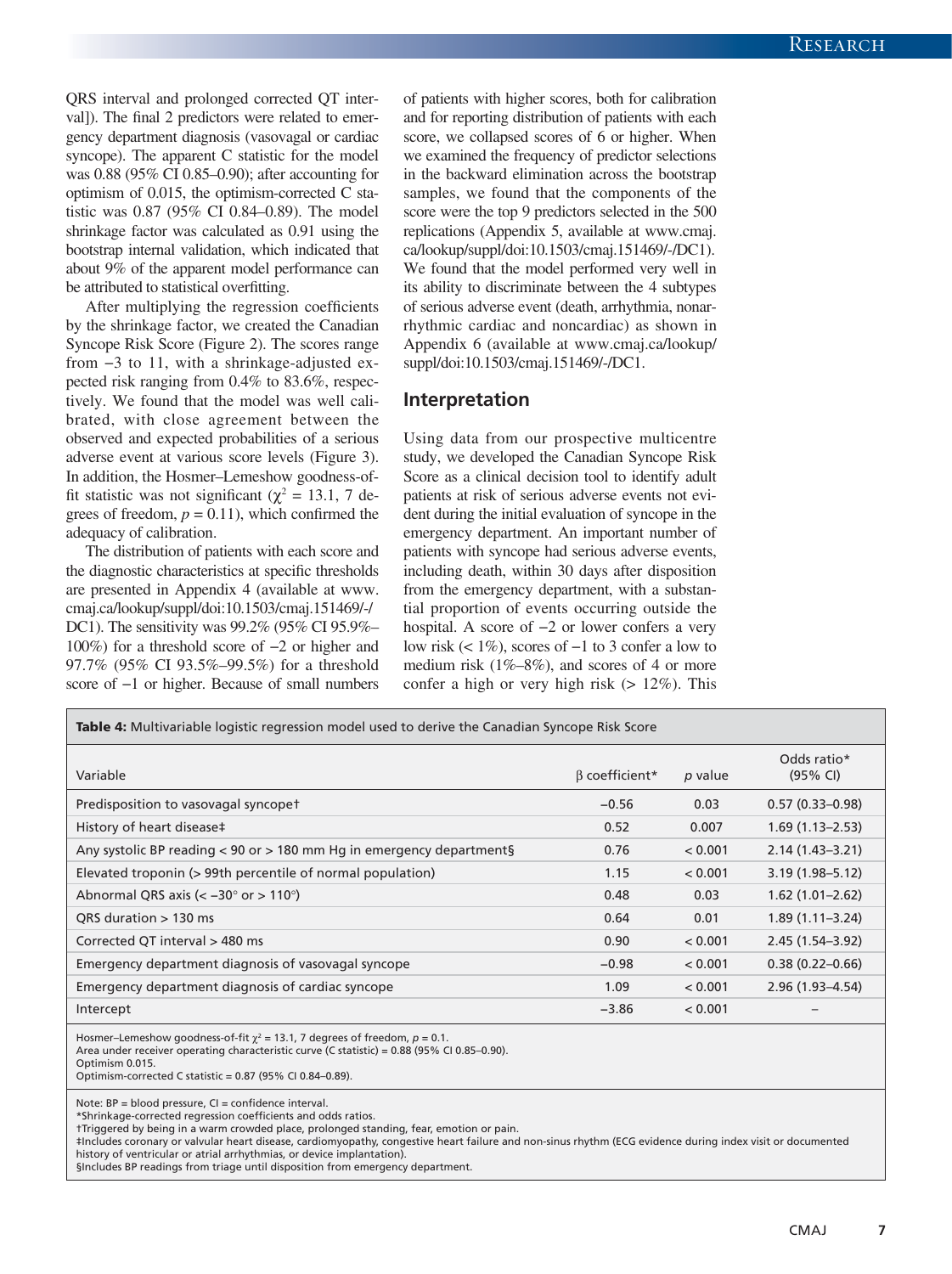QRS interval and prolonged corrected QT interval]). The final 2 predictors were related to emergency department diagnosis (vasovagal or cardiac syncope). The apparent C statistic for the model was 0.88 (95% CI 0.85–0.90); after accounting for optimism of 0.015, the optimism-corrected C statistic was 0.87 (95% CI 0.84–0.89). The model shrinkage factor was calculated as 0.91 using the bootstrap internal validation, which indicated that about 9% of the apparent model performance can be attributed to statistical overfitting.

After multiplying the regression coefficients by the shrinkage factor, we created the Canadian Syncope Risk Score (Figure 2). The scores range from −3 to 11, with a shrinkage-adjusted expected risk ranging from 0.4% to 83.6%, respectively. We found that the model was well calibrated, with close agreement between the observed and expected probabilities of a serious adverse event at various score levels (Figure 3). In addition, the Hosmer–Lemeshow goodness-of-fit statistic was not significant ($\chi^2 = 13.1$, 7 degrees of freedom, $p = 0.11$), which confirmed the adequacy of calibration.

The distribution of patients with each score and the diagnostic characteristics at specific thresholds are presented in Appendix 4 (available at www.cmaj.ca/lookup/suppl/doi:10.1503/cmaj.151469/-/DC1). The sensitivity was 99.2% (95% CI 95.9%–100%) for a threshold score of −2 or higher and 97.7% (95% CI 93.5%–99.5%) for a threshold score of −1 or higher. Because of small numbers of patients with higher scores, both for calibration and for reporting distribution of patients with each score, we collapsed scores of 6 or higher. When we examined the frequency of predictor selections in the backward elimination across the bootstrap samples, we found that the components of the score were the top 9 predictors selected in the 500 replications (Appendix 5, available at www.cmaj.ca/lookup/suppl/doi:10.1503/cmaj.151469/-/DC1). We found that the model performed very well in its ability to discriminate between the 4 subtypes of serious adverse event (death, arrhythmia, nonarrhythmic cardiac and noncardiac) as shown in Appendix 6 (available at www.cmaj.ca/lookup/suppl/doi:10.1503/cmaj.151469/-/DC1.

## Interpretation

Using data from our prospective multicentre study, we developed the Canadian Syncope Risk Score as a clinical decision tool to identify adult patients at risk of serious adverse events not evident during the initial evaluation of syncope in the emergency department. An important number of patients with syncope had serious adverse events, including death, within 30 days after disposition from the emergency department, with a substantial proportion of events occurring outside the hospital. A score of −2 or lower confers a very low risk (< 1%), scores of −1 to 3 confer a low to medium risk (1%–8%), and scores of 4 or more confer a high or very high risk (> 12%). This

**Table 4:** Multivariable logistic regression model used to derive the Canadian Syncope Risk Score

| Variable | β coefficient* | p value | Odds ratio* (95% CI) |
|---|---|---|---|
| Predisposition to vasovagal syncope† | −0.56 | 0.03 | 0.57 (0.33–0.98) |
| History of heart disease‡ | 0.52 | 0.007 | 1.69 (1.13–2.53) |
| Any systolic BP reading < 90 or > 180 mm Hg in emergency department§ | 0.76 | < 0.001 | 2.14 (1.43–3.21) |
| Elevated troponin (> 99th percentile of normal population) | 1.15 | < 0.001 | 3.19 (1.98–5.12) |
| Abnormal QRS axis (< −30° or > 110°) | 0.48 | 0.03 | 1.62 (1.01–2.62) |
| QRS duration > 130 ms | 0.64 | 0.01 | 1.89 (1.11–3.24) |
| Corrected QT interval > 480 ms | 0.90 | < 0.001 | 2.45 (1.54–3.92) |
| Emergency department diagnosis of vasovagal syncope | −0.98 | < 0.001 | 0.38 (0.22–0.66) |
| Emergency department diagnosis of cardiac syncope | 1.09 | < 0.001 | 2.96 (1.93–4.54) |
| Intercept | −3.86 | < 0.001 | – |

Hosmer–Lemeshow goodness-of-fit $\chi^2 = 13.1$, 7 degrees of freedom, $p = 0.1$.
Area under receiver operating characteristic curve (C statistic) = 0.88 (95% CI 0.85–0.90).
Optimism 0.015.
Optimism-corrected C statistic = 0.87 (95% CI 0.84–0.89).

Note: BP = blood pressure, CI = confidence interval.
*Shrinkage-corrected regression coefficients and odds ratios.
†Triggered by being in a warm crowded place, prolonged standing, fear, emotion or pain.
‡Includes coronary or valvular heart disease, cardiomyopathy, congestive heart failure and non-sinus rhythm (ECG evidence during index visit or documented history of ventricular or atrial arrhythmias, or device implantation).
§Includes BP readings from triage until disposition from emergency department.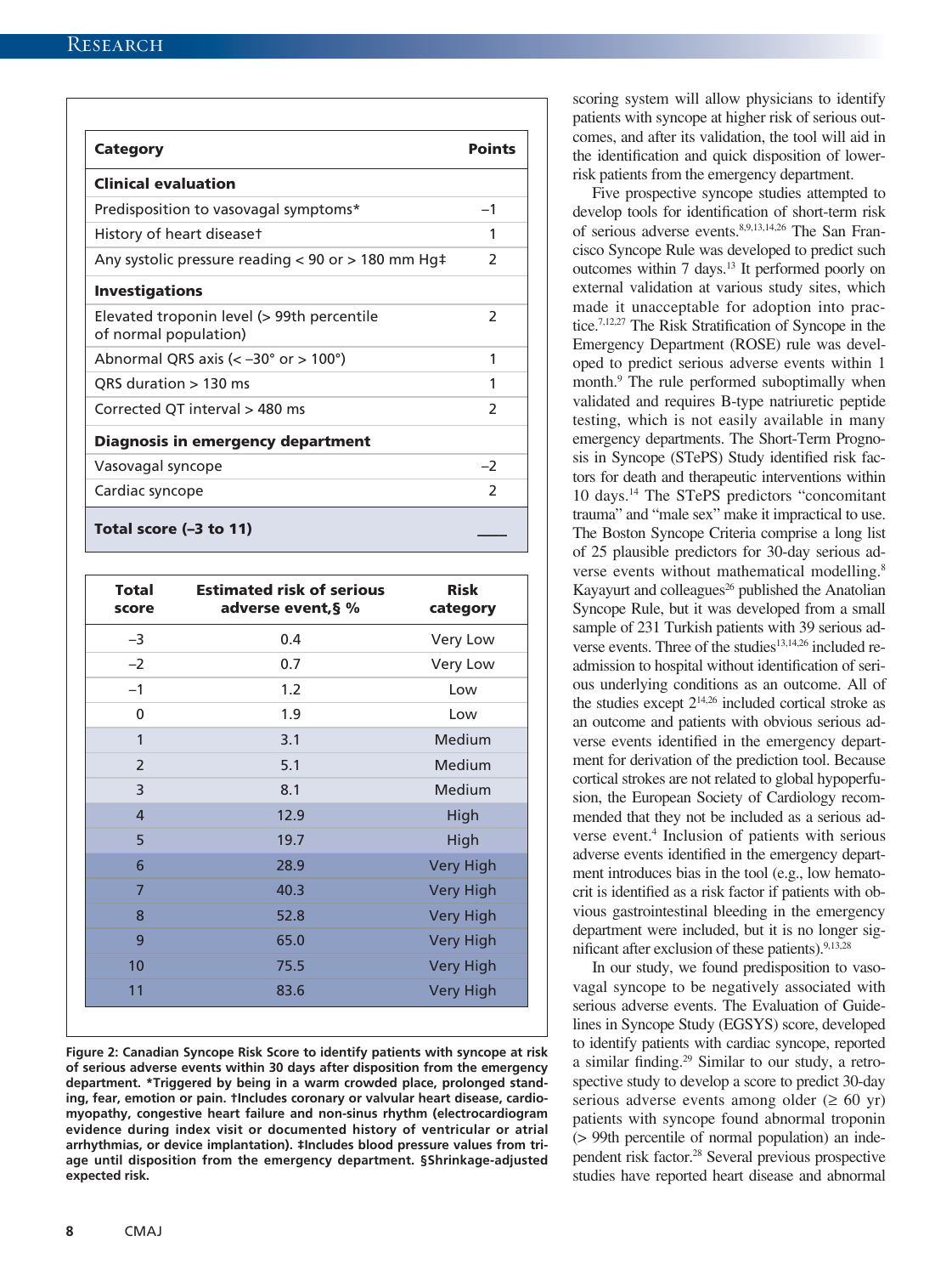| Category | Points |
|---|---|
| **Clinical evaluation** | |
| Predisposition to vasovagal symptoms* | −1 |
| History of heart disease† | 1 |
| Any systolic pressure reading < 90 or > 180 mm Hg‡ | 2 |
| **Investigations** | |
| Elevated troponin level (> 99th percentile of normal population) | 2 |
| Abnormal QRS axis (< −30° or > 100°) | 1 |
| QRS duration > 130 ms | 1 |
| Corrected QT interval > 480 ms | 2 |
| **Diagnosis in emergency department** | |
| Vasovagal syncope | −2 |
| Cardiac syncope | 2 |
| **Total score (−3 to 11)** | ____ |

| Total score | Estimated risk of serious adverse event,§ % | Risk category |
|---|---|---|
| −3 | 0.4 | Very Low |
| −2 | 0.7 | Very Low |
| −1 | 1.2 | Low |
| 0 | 1.9 | Low |
| 1 | 3.1 | Medium |
| 2 | 5.1 | Medium |
| 3 | 8.1 | Medium |
| 4 | 12.9 | High |
| 5 | 19.7 | High |
| 6 | 28.9 | Very High |
| 7 | 40.3 | Very High |
| 8 | 52.8 | Very High |
| 9 | 65.0 | Very High |
| 10 | 75.5 | Very High |
| 11 | 83.6 | Very High |

**Figure 2: Canadian Syncope Risk Score to identify patients with syncope at risk of serious adverse events within 30 days after disposition from the emergency department. \*Triggered by being in a warm crowded place, prolonged standing, fear, emotion or pain. †Includes coronary or valvular heart disease, cardiomyopathy, congestive heart failure and non-sinus rhythm (electrocardiogram evidence during index visit or documented history of ventricular or atrial arrhythmias, or device implantation). ‡Includes blood pressure values from triage until disposition from the emergency department. §Shrinkage-adjusted expected risk.**

scoring system will allow physicians to identify patients with syncope at higher risk of serious outcomes, and after its validation, the tool will aid in the identification and quick disposition of lower-risk patients from the emergency department.

Five prospective syncope studies attempted to develop tools for identification of short-term risk of serious adverse events.[8,9,13,14,26] The San Francisco Syncope Rule was developed to predict such outcomes within 7 days.[13] It performed poorly on external validation at various study sites, which made it unacceptable for adoption into practice.[7,12,27] The Risk Stratification of Syncope in the Emergency Department (ROSE) rule was developed to predict serious adverse events within 1 month.[9] The rule performed suboptimally when validated and requires B-type natriuretic peptide testing, which is not easily available in many emergency departments. The Short-Term Prognosis in Syncope (STePS) Study identified risk factors for death and therapeutic interventions within 10 days.[14] The STePS predictors "concomitant trauma" and "male sex" make it impractical to use. The Boston Syncope Criteria comprise a long list of 25 plausible predictors for 30-day serious adverse events without mathematical modelling.[8] Kayayurt and colleagues[26] published the Anatolian Syncope Rule, but it was developed from a small sample of 231 Turkish patients with 39 serious adverse events. Three of the studies[13,14,26] included readmission to hospital without identification of serious underlying conditions as an outcome. All of the studies except 2[14,26] included cortical stroke as an outcome and patients with obvious serious adverse events identified in the emergency department for derivation of the prediction tool. Because cortical strokes are not related to global hypoperfusion, the European Society of Cardiology recommended that they not be included as a serious adverse event.[4] Inclusion of patients with serious adverse events identified in the emergency department introduces bias in the tool (e.g., low hematocrit is identified as a risk factor if patients with obvious gastrointestinal bleeding in the emergency department were included, but it is no longer significant after exclusion of these patients).[9,13,28]

In our study, we found predisposition to vasovagal syncope to be negatively associated with serious adverse events. The Evaluation of Guidelines in Syncope Study (EGSYS) score, developed to identify patients with cardiac syncope, reported a similar finding.[29] Similar to our study, a retrospective study to develop a score to predict 30-day serious adverse events among older (≥ 60 yr) patients with syncope found abnormal troponin (> 99th percentile of normal population) an independent risk factor.[28] Several previous prospective studies have reported heart disease and abnormal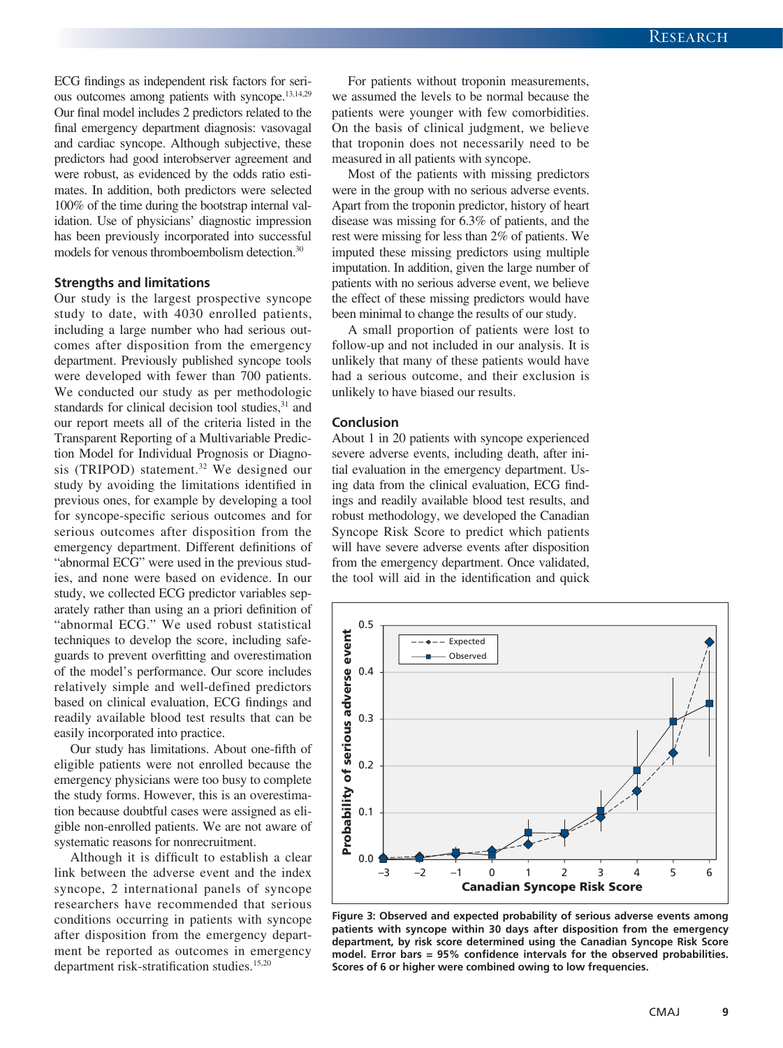ECG findings as independent risk factors for serious outcomes among patients with syncope.[13,14,29] Our final model includes 2 predictors related to the final emergency department diagnosis: vasovagal and cardiac syncope. Although subjective, these predictors had good interobserver agreement and were robust, as evidenced by the odds ratio estimates. In addition, both predictors were selected 100% of the time during the bootstrap internal validation. Use of physicians' diagnostic impression has been previously incorporated into successful models for venous thromboembolism detection.[30]

### Strengths and limitations

Our study is the largest prospective syncope study to date, with 4030 enrolled patients, including a large number who had serious outcomes after disposition from the emergency department. Previously published syncope tools were developed with fewer than 700 patients. We conducted our study as per methodologic standards for clinical decision tool studies,[31] and our report meets all of the criteria listed in the Transparent Reporting of a Multivariable Prediction Model for Individual Prognosis or Diagnosis (TRIPOD) statement.[32] We designed our study by avoiding the limitations identified in previous ones, for example by developing a tool for syncope-specific serious outcomes and for serious outcomes after disposition from the emergency department. Different definitions of "abnormal ECG" were used in the previous studies, and none were based on evidence. In our study, we collected ECG predictor variables separately rather than using an a priori definition of "abnormal ECG." We used robust statistical techniques to develop the score, including safeguards to prevent overfitting and overestimation of the model's performance. Our score includes relatively simple and well-defined predictors based on clinical evaluation, ECG findings and readily available blood test results that can be easily incorporated into practice.

Our study has limitations. About one-fifth of eligible patients were not enrolled because the emergency physicians were too busy to complete the study forms. However, this is an overestimation because doubtful cases were assigned as eligible non-enrolled patients. We are not aware of systematic reasons for nonrecruitment.

Although it is difficult to establish a clear link between the adverse event and the index syncope, 2 international panels of syncope researchers have recommended that serious conditions occurring in patients with syncope after disposition from the emergency department be reported as outcomes in emergency department risk-stratification studies.[15,20]

For patients without troponin measurements, we assumed the levels to be normal because the patients were younger with few comorbidities. On the basis of clinical judgment, we believe that troponin does not necessarily need to be measured in all patients with syncope.

Most of the patients with missing predictors were in the group with no serious adverse events. Apart from the troponin predictor, history of heart disease was missing for 6.3% of patients, and the rest were missing for less than 2% of patients. We imputed these missing predictors using multiple imputation. In addition, given the large number of patients with no serious adverse event, we believe the effect of these missing predictors would have been minimal to change the results of our study.

A small proportion of patients were lost to follow-up and not included in our analysis. It is unlikely that many of these patients would have had a serious outcome, and their exclusion is unlikely to have biased our results.

### Conclusion

About 1 in 20 patients with syncope experienced severe adverse events, including death, after initial evaluation in the emergency department. Using data from the clinical evaluation, ECG findings and readily available blood test results, and robust methodology, we developed the Canadian Syncope Risk Score to predict which patients will have severe adverse events after disposition from the emergency department. Once validated, the tool will aid in the identification and quick

**Figure 3: Observed and expected probability of serious adverse events among patients with syncope within 30 days after disposition from the emergency department, by risk score determined using the Canadian Syncope Risk Score model. Error bars = 95% confidence intervals for the observed probabilities. Scores of 6 or higher were combined owing to low frequencies.**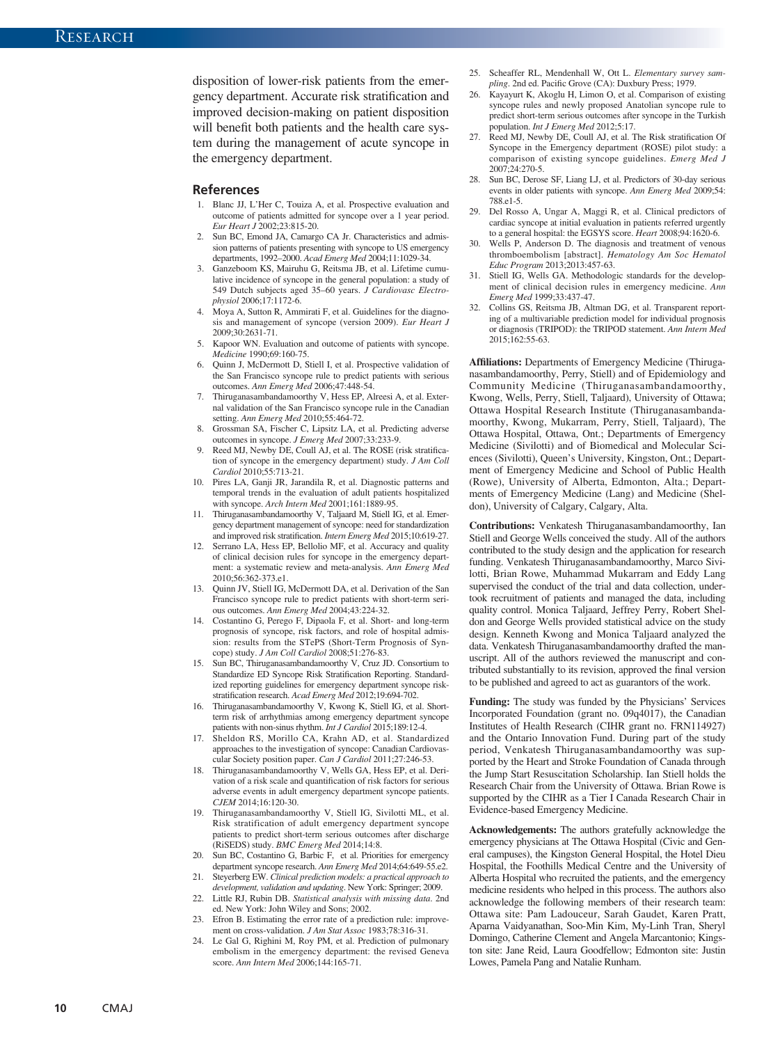disposition of lower-risk patients from the emergency department. Accurate risk stratification and improved decision-making on patient disposition will benefit both patients and the health care system during the management of acute syncope in the emergency department.

## References

1. Blanc JJ, L'Her C, Touiza A, et al. Prospective evaluation and outcome of patients admitted for syncope over a 1 year period. *Eur Heart J* 2002;23:815-20.
2. Sun BC, Emond JA, Camargo CA Jr. Characteristics and admission patterns of patients presenting with syncope to US emergency departments, 1992–2000. *Acad Emerg Med* 2004;11:1029-34.
3. Ganzeboom KS, Mairuhu G, Reitsma JB, et al. Lifetime cumulative incidence of syncope in the general population: a study of 549 Dutch subjects aged 35–60 years. *J Cardiovasc Electrophysiol* 2006;17:1172-6.
4. Moya A, Sutton R, Ammirati F, et al. Guidelines for the diagnosis and management of syncope (version 2009). *Eur Heart J* 2009;30:2631-71.
5. Kapoor WN. Evaluation and outcome of patients with syncope. *Medicine* 1990;69:160-75.
6. Quinn J, McDermott D, Stiell I, et al. Prospective validation of the San Francisco syncope rule to predict patients with serious outcomes. *Ann Emerg Med* 2006;47:448-54.
7. Thiruganasambandamoorthy V, Hess EP, Alreesi A, et al. External validation of the San Francisco syncope rule in the Canadian setting. *Ann Emerg Med* 2010;55:464-72.
8. Grossman SA, Fischer C, Lipsitz LA, et al. Predicting adverse outcomes in syncope. *J Emerg Med* 2007;33:233-9.
9. Reed MJ, Newby DE, Coull AJ, et al. The ROSE (risk stratification of syncope in the emergency department) study. *J Am Coll Cardiol* 2010;55:713-21.
10. Pires LA, Ganji JR, Jarandila R, et al. Diagnostic patterns and temporal trends in the evaluation of adult patients hospitalized with syncope. *Arch Intern Med* 2001;161:1889-95.
11. Thiruganasambandamoorthy V, Taljaard M, Stiell IG, et al. Emergency department management of syncope: need for standardization and improved risk stratification. *Intern Emerg Med* 2015;10:619-27.
12. Serrano LA, Hess EP, Bellolio MF, et al. Accuracy and quality of clinical decision rules for syncope in the emergency department: a systematic review and meta-analysis. *Ann Emerg Med* 2010;56:362-373.e1.
13. Quinn JV, Stiell IG, McDermott DA, et al. Derivation of the San Francisco syncope rule to predict patients with short-term serious outcomes. *Ann Emerg Med* 2004;43:224-32.
14. Costantino G, Perego F, Dipaola F, et al. Short- and long-term prognosis of syncope, risk factors, and role of hospital admission: results from the STePS (Short-Term Prognosis of Syncope) study. *J Am Coll Cardiol* 2008;51:276-83.
15. Sun BC, Thiruganasambandamoorthy V, Cruz JD. Consortium to Standardize ED Syncope Risk Stratification Reporting. Standardized reporting guidelines for emergency department syncope risk-stratification research. *Acad Emerg Med* 2012;19:694-702.
16. Thiruganasambandamoorthy V, Kwong K, Stiell IG, et al. Short-term risk of arrhythmias among emergency department syncope patients with non-sinus rhythm. *Int J Cardiol* 2015;189:12-4.
17. Sheldon RS, Morillo CA, Krahn AD, et al. Standardized approaches to the investigation of syncope: Canadian Cardiovascular Society position paper. *Can J Cardiol* 2011;27:246-53.
18. Thiruganasambandamoorthy V, Wells GA, Hess EP, et al. Derivation of a risk scale and quantification of risk factors for serious adverse events in adult emergency department syncope patients. *CJEM* 2014;16:120-30.
19. Thiruganasambandamoorthy V, Stiell IG, Sivilotti ML, et al. Risk stratification of adult emergency department syncope patients to predict short-term serious outcomes after discharge (RiSEDS) study. *BMC Emerg Med* 2014;14:8.
20. Sun BC, Costantino G, Barbic F, et al. Priorities for emergency department syncope research. *Ann Emerg Med* 2014;64:649-55.e2.
21. Steyerberg EW. *Clinical prediction models: a practical approach to development, validation and updating*. New York: Springer; 2009.
22. Little RJ, Rubin DB. *Statistical analysis with missing data*. 2nd ed. New York: John Wiley and Sons; 2002.
23. Efron B. Estimating the error rate of a prediction rule: improvement on cross-validation. *J Am Stat Assoc* 1983;78:316-31.
24. Le Gal G, Righini M, Roy PM, et al. Prediction of pulmonary embolism in the emergency department: the revised Geneva score. *Ann Intern Med* 2006;144:165-71.
25. Scheaffer RL, Mendenhall W, Ott L. *Elementary survey sampling*. 2nd ed. Pacific Grove (CA): Duxbury Press; 1979.
26. Kayayurt K, Akoglu H, Limon O, et al. Comparison of existing syncope rules and newly proposed Anatolian syncope rule to predict short-term serious outcomes after syncope in the Turkish population. *Int J Emerg Med* 2012;5:17.
27. Reed MJ, Newby DE, Coull AJ, et al. The Risk stratification Of Syncope in the Emergency department (ROSE) pilot study: a comparison of existing syncope guidelines. *Emerg Med J* 2007;24:270-5.
28. Sun BC, Derose SF, Liang LJ, et al. Predictors of 30-day serious events in older patients with syncope. *Ann Emerg Med* 2009;54:788.e1-5.
29. Del Rosso A, Ungar A, Maggi R, et al. Clinical predictors of cardiac syncope at initial evaluation in patients referred urgently to a general hospital: the EGSYS score. *Heart* 2008;94:1620-6.
30. Wells P, Anderson D. The diagnosis and treatment of venous thromboembolism [abstract]. *Hematology Am Soc Hematol Educ Program* 2013;2013:457-63.
31. Stiell IG, Wells GA. Methodologic standards for the development of clinical decision rules in emergency medicine. *Ann Emerg Med* 1999;33:437-47.
32. Collins GS, Reitsma JB, Altman DG, et al. Transparent reporting of a multivariable prediction model for individual prognosis or diagnosis (TRIPOD): the TRIPOD statement. *Ann Intern Med* 2015;162:55-63.

**Affiliations:** Departments of Emergency Medicine (Thiruganasambandamoorthy, Perry, Stiell) and of Epidemiology and Community Medicine (Thiruganasambandamoorthy, Kwong, Wells, Perry, Stiell, Taljaard), University of Ottawa; Ottawa Hospital Research Institute (Thiruganasambandamoorthy, Kwong, Mukarram, Perry, Stiell, Taljaard), The Ottawa Hospital, Ottawa, Ont.; Departments of Emergency Medicine (Sivilotti) and of Biomedical and Molecular Sciences (Sivilotti), Queen's University, Kingston, Ont.; Department of Emergency Medicine and School of Public Health (Rowe), University of Alberta, Edmonton, Alta.; Departments of Emergency Medicine (Lang) and Medicine (Sheldon), University of Calgary, Calgary, Alta.

**Contributions:** Venkatesh Thiruganasambandamoorthy, Ian Stiell and George Wells conceived the study. All of the authors contributed to the study design and the application for research funding. Venkatesh Thiruganasambandamoorthy, Marco Sivilotti, Brian Rowe, Muhammad Mukarram and Eddy Lang supervised the conduct of the trial and data collection, undertook recruitment of patients and managed the data, including quality control. Monica Taljaard, Jeffrey Perry, Robert Sheldon and George Wells provided statistical advice on the study design. Kenneth Kwong and Monica Taljaard analyzed the data. Venkatesh Thiruganasambandamoorthy drafted the manuscript. All of the authors reviewed the manuscript and contributed substantially to its revision, approved the final version to be published and agreed to act as guarantors of the work.

**Funding:** The study was funded by the Physicians' Services Incorporated Foundation (grant no. 09q4017), the Canadian Institutes of Health Research (CIHR grant no. FRN114927) and the Ontario Innovation Fund. During part of the study period, Venkatesh Thiruganasambandamoorthy was supported by the Heart and Stroke Foundation of Canada through the Jump Start Resuscitation Scholarship. Ian Stiell holds the Research Chair from the University of Ottawa. Brian Rowe is supported by the CIHR as a Tier I Canada Research Chair in Evidence-based Emergency Medicine.

**Acknowledgements:** The authors gratefully acknowledge the emergency physicians at The Ottawa Hospital (Civic and General campuses), the Kingston General Hospital, the Hotel Dieu Hospital, the Foothills Medical Centre and the University of Alberta Hospital who recruited the patients, and the emergency medicine residents who helped in this process. The authors also acknowledge the following members of their research team: Ottawa site: Pam Ladouceur, Sarah Gaudet, Karen Pratt, Aparna Vaidyanathan, Soo-Min Kim, My-Linh Tran, Sheryl Domingo, Catherine Clement and Angela Marcantonio; Kingston site: Jane Reid, Laura Goodfellow; Edmonton site: Justin Lowes, Pamela Pang and Natalie Runham.